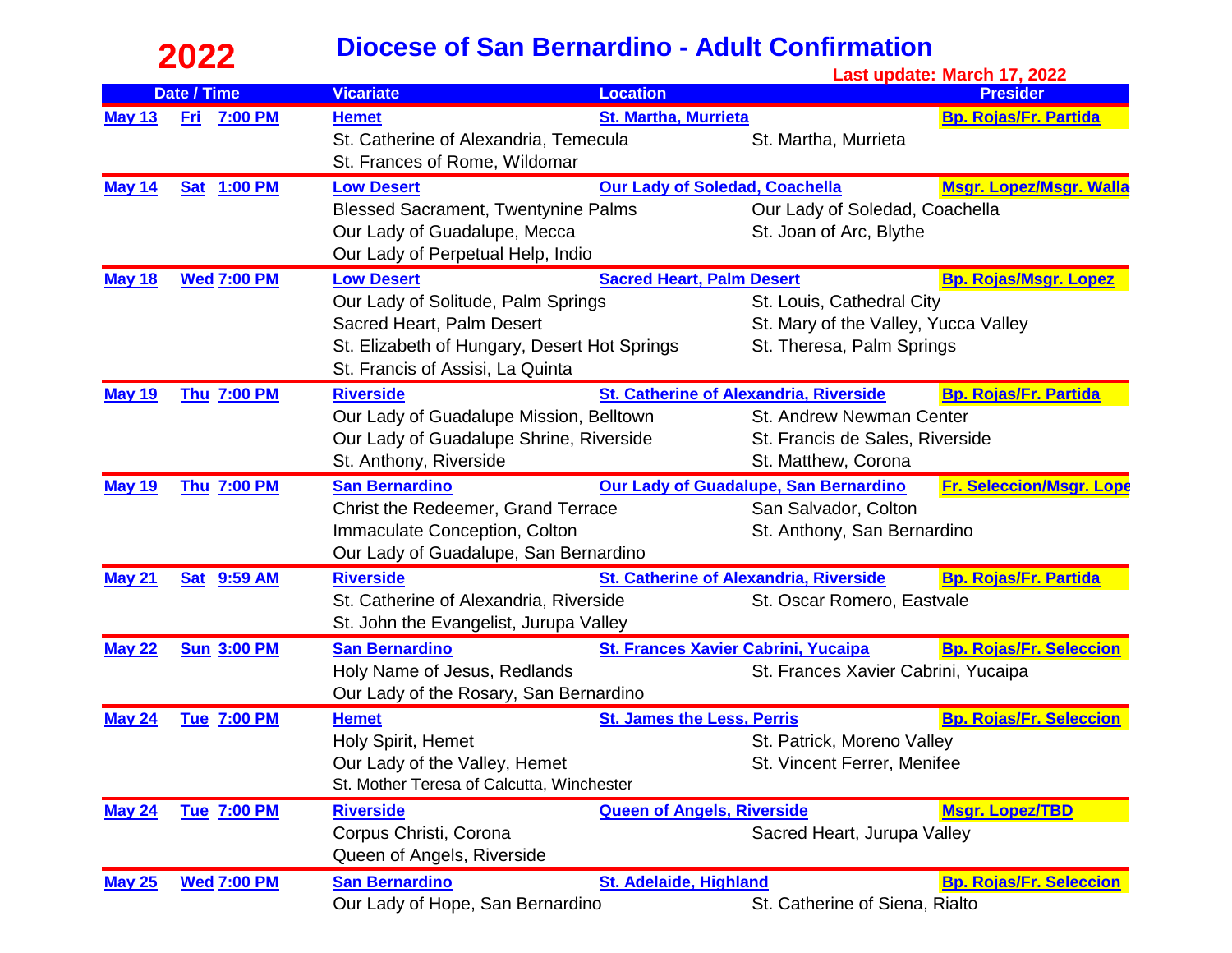# 2022

## Diocese of San Bernardino - Adult Confirmation

**Last update: March 17, 2022**

| Date / Time | | | Vicariate | Location | | Presider |
|---|---|---|---|---|---|---|
| **May 13** | **Fri** | **7:00 PM** | **Hemet** | **St. Martha, Murrieta** | | **Bp. Rojas/Fr. Partida** |
| | | | St. Catherine of Alexandria, Temecula | | St. Martha, Murrieta | |
| | | | St. Frances of Rome, Wildomar | | | |
| **May 14** | **Sat** | **1:00 PM** | **Low Desert** | **Our Lady of Soledad, Coachella** | | **Msgr. Lopez/Msgr. Walla** |
| | | | Blessed Sacrament, Twentynine Palms | | Our Lady of Soledad, Coachella | |
| | | | Our Lady of Guadalupe, Mecca | | St. Joan of Arc, Blythe | |
| | | | Our Lady of Perpetual Help, Indio | | | |
| **May 18** | **Wed** | **7:00 PM** | **Low Desert** | **Sacred Heart, Palm Desert** | | **Bp. Rojas/Msgr. Lopez** |
| | | | Our Lady of Solitude, Palm Springs | | St. Louis, Cathedral City | |
| | | | Sacred Heart, Palm Desert | | St. Mary of the Valley, Yucca Valley | |
| | | | St. Elizabeth of Hungary, Desert Hot Springs | | St. Theresa, Palm Springs | |
| | | | St. Francis of Assisi, La Quinta | | | |
| **May 19** | **Thu** | **7:00 PM** | **Riverside** | **St. Catherine of Alexandria, Riverside** | | **Bp. Rojas/Fr. Partida** |
| | | | Our Lady of Guadalupe Mission, Belltown | | St. Andrew Newman Center | |
| | | | Our Lady of Guadalupe Shrine, Riverside | | St. Francis de Sales, Riverside | |
| | | | St. Anthony, Riverside | | St. Matthew, Corona | |
| **May 19** | **Thu** | **7:00 PM** | **San Bernardino** | **Our Lady of Guadalupe, San Bernardino** | | **Fr. Seleccion/Msgr. Lope** |
| | | | Christ the Redeemer, Grand Terrace | | San Salvador, Colton | |
| | | | Immaculate Conception, Colton | | St. Anthony, San Bernardino | |
| | | | Our Lady of Guadalupe, San Bernardino | | | |
| **May 21** | **Sat** | **9:59 AM** | **Riverside** | **St. Catherine of Alexandria, Riverside** | | **Bp. Rojas/Fr. Partida** |
| | | | St. Catherine of Alexandria, Riverside | | St. Oscar Romero, Eastvale | |
| | | | St. John the Evangelist, Jurupa Valley | | | |
| **May 22** | **Sun** | **3:00 PM** | **San Bernardino** | **St. Frances Xavier Cabrini, Yucaipa** | | **Bp. Rojas/Fr. Seleccion** |
| | | | Holy Name of Jesus, Redlands | | St. Frances Xavier Cabrini, Yucaipa | |
| | | | Our Lady of the Rosary, San Bernardino | | | |
| **May 24** | **Tue** | **7:00 PM** | **Hemet** | **St. James the Less, Perris** | | **Bp. Rojas/Fr. Seleccion** |
| | | | Holy Spirit, Hemet | | St. Patrick, Moreno Valley | |
| | | | Our Lady of the Valley, Hemet | | St. Vincent Ferrer, Menifee | |
| | | | St. Mother Teresa of Calcutta, Winchester | | | |
| **May 24** | **Tue** | **7:00 PM** | **Riverside** | **Queen of Angels, Riverside** | | **Msgr. Lopez/TBD** |
| | | | Corpus Christi, Corona | | Sacred Heart, Jurupa Valley | |
| | | | Queen of Angels, Riverside | | | |
| **May 25** | **Wed** | **7:00 PM** | **San Bernardino** | **St. Adelaide, Highland** | | **Bp. Rojas/Fr. Seleccion** |
| | | | Our Lady of Hope, San Bernardino | | St. Catherine of Siena, Rialto | |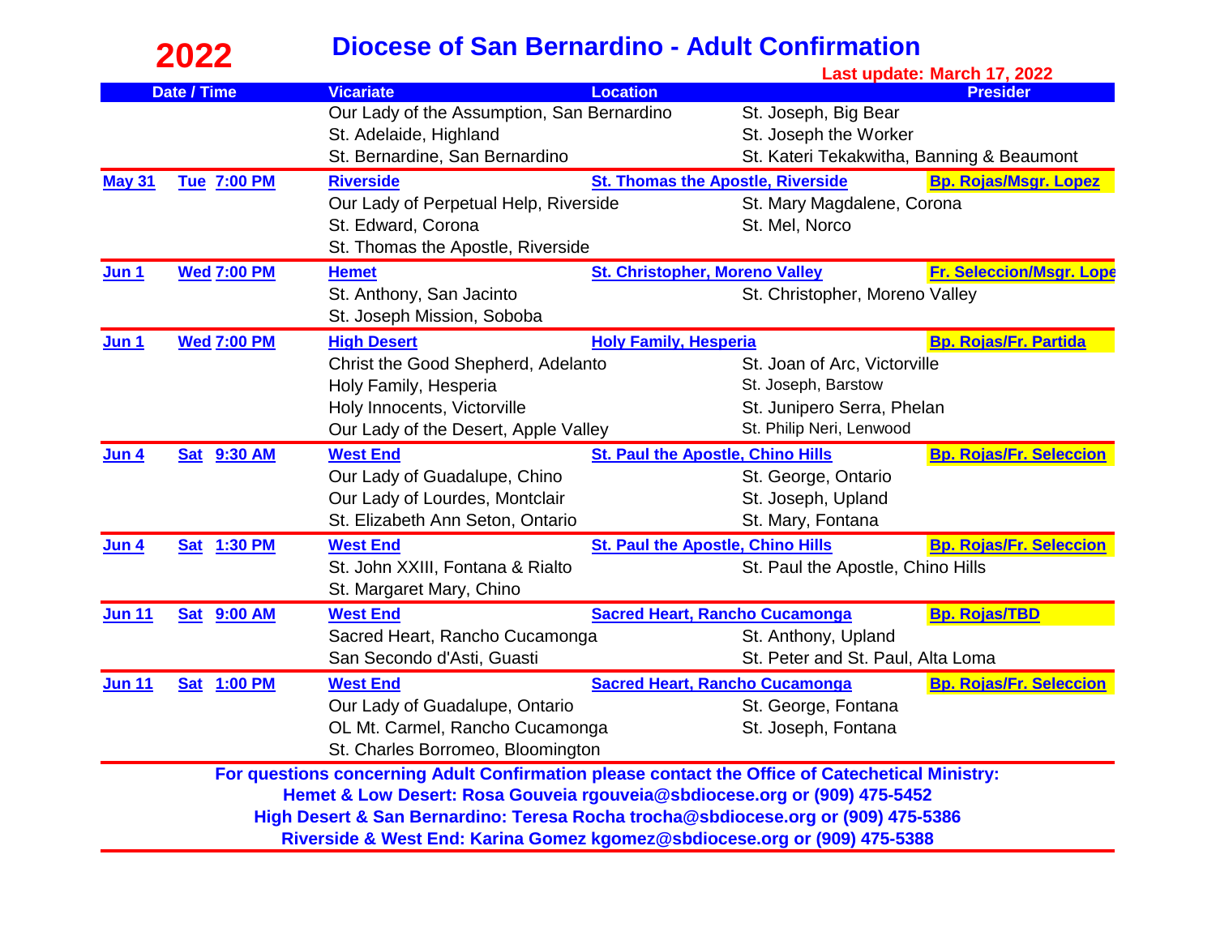# 2022 Diocese of San Bernardino - Adult Confirmation

Last update: March 17, 2022

| Date / Time | | Vicariate | Location | | Presider |
|---|---|---|---|---|---|
| | | Our Lady of the Assumption, San Bernardino | | St. Joseph, Big Bear | |
| | | St. Adelaide, Highland | | St. Joseph the Worker | |
| | | St. Bernardine, San Bernardino | | St. Kateri Tekakwitha, Banning & Beaumont | |
| **May 31** | **Tue 7:00 PM** | **Riverside** | **St. Thomas the Apostle, Riverside** | | **Bp. Rojas/Msgr. Lopez** |
| | | Our Lady of Perpetual Help, Riverside | | St. Mary Magdalene, Corona | |
| | | St. Edward, Corona | | St. Mel, Norco | |
| | | St. Thomas the Apostle, Riverside | | | |
| **Jun 1** | **Wed 7:00 PM** | **Hemet** | **St. Christopher, Moreno Valley** | | **Fr. Seleccion/Msgr. Lope** |
| | | St. Anthony, San Jacinto | | St. Christopher, Moreno Valley | |
| | | St. Joseph Mission, Soboba | | | |
| **Jun 1** | **Wed 7:00 PM** | **High Desert** | **Holy Family, Hesperia** | | **Bp. Rojas/Fr. Partida** |
| | | Christ the Good Shepherd, Adelanto | | St. Joan of Arc, Victorville | |
| | | Holy Family, Hesperia | | St. Joseph, Barstow | |
| | | Holy Innocents, Victorville | | St. Junipero Serra, Phelan | |
| | | Our Lady of the Desert, Apple Valley | | St. Philip Neri, Lenwood | |
| **Jun 4** | **Sat 9:30 AM** | **West End** | **St. Paul the Apostle, Chino Hills** | | **Bp. Rojas/Fr. Seleccion** |
| | | Our Lady of Guadalupe, Chino | | St. George, Ontario | |
| | | Our Lady of Lourdes, Montclair | | St. Joseph, Upland | |
| | | St. Elizabeth Ann Seton, Ontario | | St. Mary, Fontana | |
| **Jun 4** | **Sat 1:30 PM** | **West End** | **St. Paul the Apostle, Chino Hills** | | **Bp. Rojas/Fr. Seleccion** |
| | | St. John XXIII, Fontana & Rialto | | St. Paul the Apostle, Chino Hills | |
| | | St. Margaret Mary, Chino | | | |
| **Jun 11** | **Sat 9:00 AM** | **West End** | **Sacred Heart, Rancho Cucamonga** | | **Bp. Rojas/TBD** |
| | | Sacred Heart, Rancho Cucamonga | | St. Anthony, Upland | |
| | | San Secondo d'Asti, Guasti | | St. Peter and St. Paul, Alta Loma | |
| **Jun 11** | **Sat 1:00 PM** | **West End** | **Sacred Heart, Rancho Cucamonga** | | **Bp. Rojas/Fr. Seleccion** |
| | | Our Lady of Guadalupe, Ontario | | St. George, Fontana | |
| | | OL Mt. Carmel, Rancho Cucamonga | | St. Joseph, Fontana | |
| | | St. Charles Borromeo, Bloomington | | | |

**For questions concerning Adult Confirmation please contact the Office of Catechetical Ministry:**
**Hemet & Low Desert: Rosa Gouveia rgouveia@sbdiocese.org or (909) 475-5452**
**High Desert & San Bernardino: Teresa Rocha trocha@sbdiocese.org or (909) 475-5386**
**Riverside & West End: Karina Gomez kgomez@sbdiocese.org or (909) 475-5388**